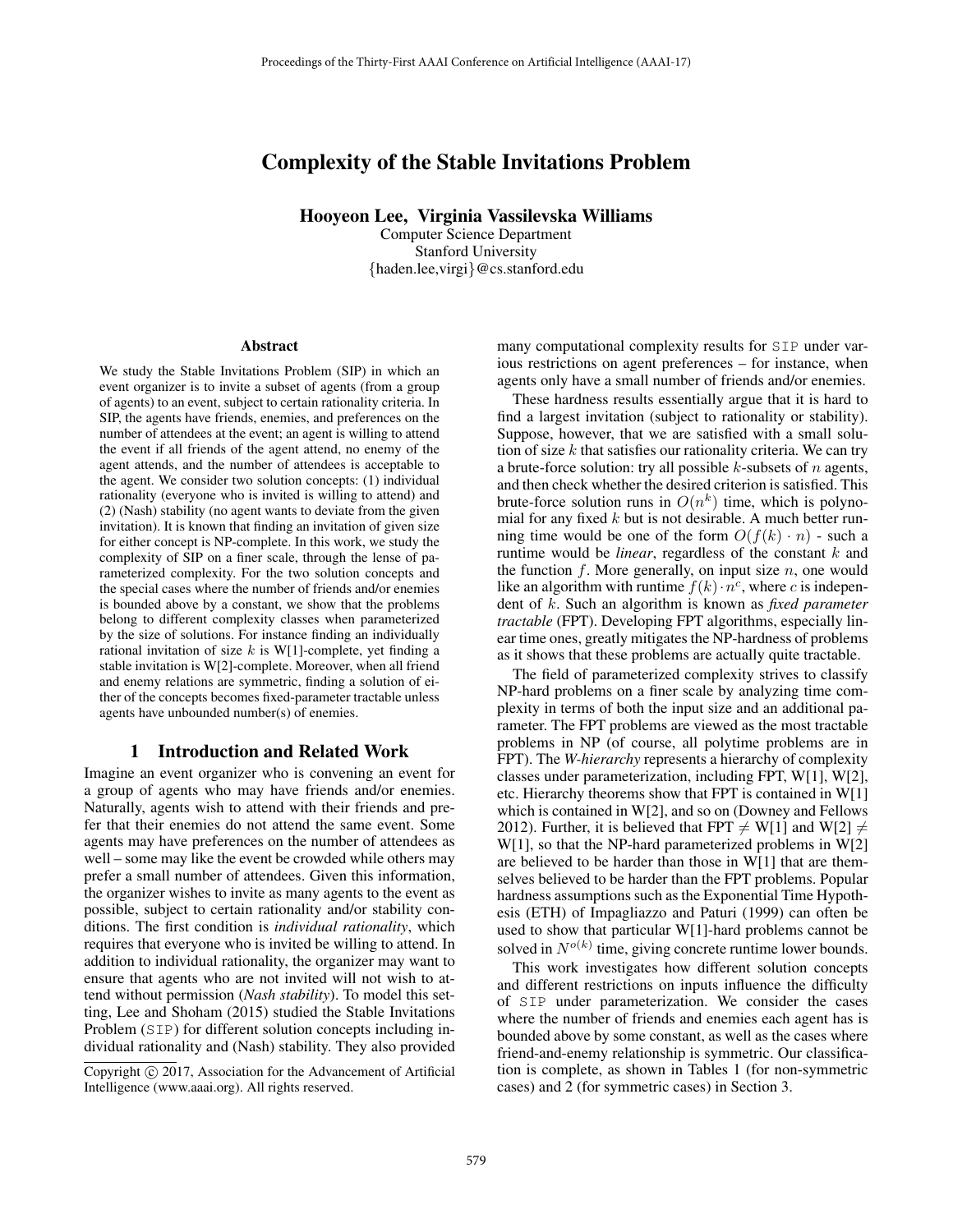# Complexity of the Stable Invitations Problem

**Hooyeon Lee, Virginia Vassilevska Williams**
Computer Science Department
Stanford University
{haden.lee,virgi}@cs.stanford.edu

## Abstract

We study the Stable Invitations Problem (SIP) in which an event organizer is to invite a subset of agents (from a group of agents) to an event, subject to certain rationality criteria. In SIP, the agents have friends, enemies, and preferences on the number of attendees at the event; an agent is willing to attend the event if all friends of the agent attend, no enemy of the agent attends, and the number of attendees is acceptable to the agent. We consider two solution concepts: (1) individual rationality (everyone who is invited is willing to attend) and (2) (Nash) stability (no agent wants to deviate from the given invitation). It is known that finding an invitation of given size for either concept is NP-complete. In this work, we study the complexity of SIP on a finer scale, through the lense of parameterized complexity. For the two solution concepts and the special cases where the number of friends and/or enemies is bounded above by a constant, we show that the problems belong to different complexity classes when parameterized by the size of solutions. For instance finding an individually rational invitation of size $k$ is W[1]-complete, yet finding a stable invitation is W[2]-complete. Moreover, when all friend and enemy relations are symmetric, finding a solution of either of the concepts becomes fixed-parameter tractable unless agents have unbounded number(s) of enemies.

## 1 Introduction and Related Work

Imagine an event organizer who is convening an event for a group of agents who may have friends and/or enemies. Naturally, agents wish to attend with their friends and prefer that their enemies do not attend the same event. Some agents may have preferences on the number of attendees as well – some may like the event be crowded while others may prefer a small number of attendees. Given this information, the organizer wishes to invite as many agents to the event as possible, subject to certain rationality and/or stability conditions. The first condition is *individual rationality*, which requires that everyone who is invited be willing to attend. In addition to individual rationality, the organizer may want to ensure that agents who are not invited will not wish to attend without permission (*Nash stability*). To model this setting, Lee and Shoham (2015) studied the Stable Invitations Problem (SIP) for different solution concepts including individual rationality and (Nash) stability. They also provided many computational complexity results for SIP under various restrictions on agent preferences – for instance, when agents only have a small number of friends and/or enemies.

These hardness results essentially argue that it is hard to find a largest invitation (subject to rationality or stability). Suppose, however, that we are satisfied with a small solution of size $k$ that satisfies our rationality criteria. We can try a brute-force solution: try all possible $k$-subsets of $n$ agents, and then check whether the desired criterion is satisfied. This brute-force solution runs in $O(n^k)$ time, which is polynomial for any fixed $k$ but is not desirable. A much better running time would be one of the form $O(f(k) \cdot n)$ - such a runtime would be *linear*, regardless of the constant $k$ and the function $f$. More generally, on input size $n$, one would like an algorithm with runtime $f(k) \cdot n^c$, where $c$ is independent of $k$. Such an algorithm is known as *fixed parameter tractable* (FPT). Developing FPT algorithms, especially linear time ones, greatly mitigates the NP-hardness of problems as it shows that these problems are actually quite tractable.

The field of parameterized complexity strives to classify NP-hard problems on a finer scale by analyzing time complexity in terms of both the input size and an additional parameter. The FPT problems are viewed as the most tractable problems in NP (of course, all polytime problems are in FPT). The *W-hierarchy* represents a hierarchy of complexity classes under parameterization, including FPT, W[1], W[2], etc. Hierarchy theorems show that FPT is contained in W[1] which is contained in W[2], and so on (Downey and Fellows 2012). Further, it is believed that FPT $\neq$ W[1] and W[2] $\neq$ W[1], so that the NP-hard parameterized problems in W[2] are believed to be harder than those in W[1] that are themselves believed to be harder than the FPT problems. Popular hardness assumptions such as the Exponential Time Hypothesis (ETH) of Impagliazzo and Paturi (1999) can often be used to show that particular W[1]-hard problems cannot be solved in $N^{o(k)}$ time, giving concrete runtime lower bounds.

This work investigates how different solution concepts and different restrictions on inputs influence the difficulty of SIP under parameterization. We consider the cases where the number of friends and enemies each agent has is bounded above by some constant, as well as the cases where friend-and-enemy relationship is symmetric. Our classification is complete, as shown in Tables 1 (for non-symmetric cases) and 2 (for symmetric cases) in Section 3.

Copyright © 2017, Association for the Advancement of Artificial Intelligence (www.aaai.org). All rights reserved.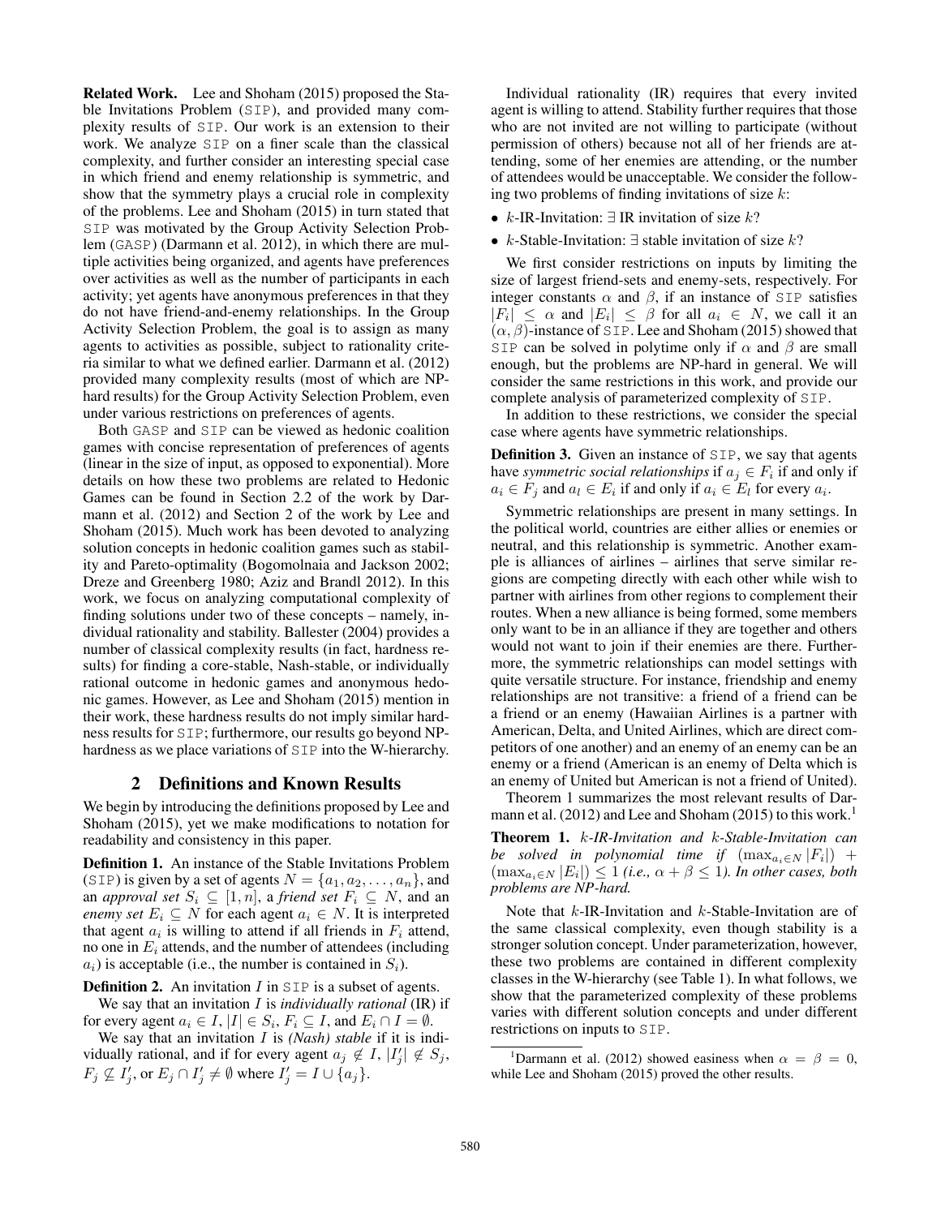**Related Work.** Lee and Shoham (2015) proposed the Stable Invitations Problem (SIP), and provided many complexity results of SIP. Our work is an extension to their work. We analyze SIP on a finer scale than the classical complexity, and further consider an interesting special case in which friend and enemy relationship is symmetric, and show that the symmetry plays a crucial role in complexity of the problems. Lee and Shoham (2015) in turn stated that SIP was motivated by the Group Activity Selection Problem (GASP) (Darmann et al. 2012), in which there are multiple activities being organized, and agents have preferences over activities as well as the number of participants in each activity; yet agents have anonymous preferences in that they do not have friend-and-enemy relationships. In the Group Activity Selection Problem, the goal is to assign as many agents to activities as possible, subject to rationality criteria similar to what we defined earlier. Darmann et al. (2012) provided many complexity results (most of which are NP-hard results) for the Group Activity Selection Problem, even under various restrictions on preferences of agents.

Both GASP and SIP can be viewed as hedonic coalition games with concise representation of preferences of agents (linear in the size of input, as opposed to exponential). More details on how these two problems are related to Hedonic Games can be found in Section 2.2 of the work by Darmann et al. (2012) and Section 2 of the work by Lee and Shoham (2015). Much work has been devoted to analyzing solution concepts in hedonic coalition games such as stability and Pareto-optimality (Bogomolnaia and Jackson 2002; Dreze and Greenberg 1980; Aziz and Brandl 2012). In this work, we focus on analyzing computational complexity of finding solutions under two of these concepts – namely, individual rationality and stability. Ballester (2004) provides a number of classical complexity results (in fact, hardness results) for finding a core-stable, Nash-stable, or individually rational outcome in hedonic games and anonymous hedonic games. However, as Lee and Shoham (2015) mention in their work, these hardness results do not imply similar hardness results for SIP; furthermore, our results go beyond NP-hardness as we place variations of SIP into the W-hierarchy.

## 2 Definitions and Known Results

We begin by introducing the definitions proposed by Lee and Shoham (2015), yet we make modifications to notation for readability and consistency in this paper.

**Definition 1.** An instance of the Stable Invitations Problem (SIP) is given by a set of agents $N = \{a_1, a_2, \ldots, a_n\}$, and an *approval set* $S_i \subseteq [1, n]$, a *friend set* $F_i \subseteq N$, and an *enemy set* $E_i \subseteq N$ for each agent $a_i \in N$. It is interpreted that agent $a_i$ is willing to attend if all friends in $F_i$ attend, no one in $E_i$ attends, and the number of attendees (including $a_i$) is acceptable (i.e., the number is contained in $S_i$).

**Definition 2.** An invitation $I$ in SIP is a subset of agents.

We say that an invitation $I$ is *individually rational* (IR) if for every agent $a_i \in I$, $|I| \in S_i$, $F_i \subseteq I$, and $E_i \cap I = \emptyset$.

We say that an invitation $I$ is *(Nash) stable* if it is individually rational, and if for every agent $a_j \notin I$, $|I'_j| \notin S_j$, $F_j \not\subseteq I'_j$, or $E_j \cap I'_j \neq \emptyset$ where $I'_j = I \cup \{a_j\}$.

Individual rationality (IR) requires that every invited agent is willing to attend. Stability further requires that those who are not invited are not willing to participate (without permission of others) because not all of her friends are attending, some of her enemies are attending, or the number of attendees would be unacceptable. We consider the following two problems of finding invitations of size $k$:

- $k$-IR-Invitation: $\exists$ IR invitation of size $k$?
- $k$-Stable-Invitation: $\exists$ stable invitation of size $k$?

We first consider restrictions on inputs by limiting the size of largest friend-sets and enemy-sets, respectively. For integer constants $\alpha$ and $\beta$, if an instance of SIP satisfies $|F_i| \leq \alpha$ and $|E_i| \leq \beta$ for all $a_i \in N$, we call it an $(\alpha, \beta)$-instance of SIP. Lee and Shoham (2015) showed that SIP can be solved in polytime only if $\alpha$ and $\beta$ are small enough, but the problems are NP-hard in general. We will consider the same restrictions in this work, and provide our complete analysis of parameterized complexity of SIP.

In addition to these restrictions, we consider the special case where agents have symmetric relationships.

**Definition 3.** Given an instance of SIP, we say that agents have *symmetric social relationships* if $a_j \in F_i$ if and only if $a_i \in F_j$ and $a_l \in E_i$ if and only if $a_i \in E_l$ for every $a_i$.

Symmetric relationships are present in many settings. In the political world, countries are either allies or enemies or neutral, and this relationship is symmetric. Another example is alliances of airlines – airlines that serve similar regions are competing directly with each other while wish to partner with airlines from other regions to complement their routes. When a new alliance is being formed, some members only want to be in an alliance if they are together and others would not want to join if their enemies are there. Furthermore, the symmetric relationships can model settings with quite versatile structure. For instance, friendship and enemy relationships are not transitive: a friend of a friend can be a friend or an enemy (Hawaiian Airlines is a partner with American, Delta, and United Airlines, which are direct competitors of one another) and an enemy of an enemy can be an enemy or a friend (American is an enemy of Delta which is an enemy of United but American is not a friend of United).

Theorem 1 summarizes the most relevant results of Darmann et al. (2012) and Lee and Shoham (2015) to this work.[1]

**Theorem 1.** *$k$-IR-Invitation and $k$-Stable-Invitation can be solved in polynomial time if* $(\max_{a_i \in N} |F_i|) + (\max_{a_i \in N} |E_i|) \leq 1$ *(i.e., $\alpha + \beta \leq 1$). In other cases, both problems are NP-hard.*

Note that $k$-IR-Invitation and $k$-Stable-Invitation are of the same classical complexity, even though stability is a stronger solution concept. Under parameterization, however, these two problems are contained in different complexity classes in the W-hierarchy (see Table 1). In what follows, we show that the parameterized complexity of these problems varies with different solution concepts and under different restrictions on inputs to SIP.

[1] Darmann et al. (2012) showed easiness when $\alpha = \beta = 0$, while Lee and Shoham (2015) proved the other results.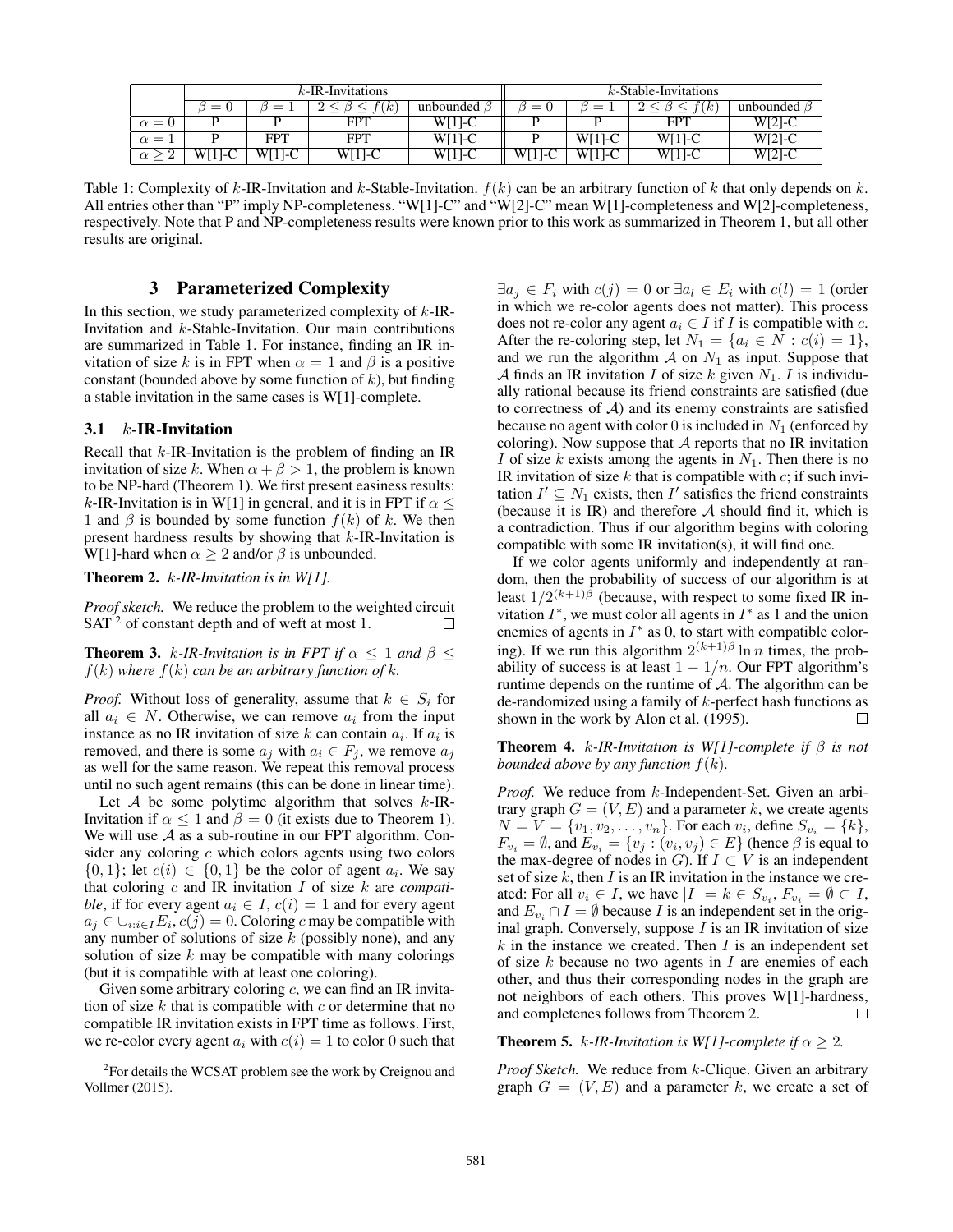|  | $k$-IR-Invitations |  |  |  | $k$-Stable-Invitations |  |  |  |
|---|---|---|---|---|---|---|---|---|
|  | $\beta = 0$ | $\beta = 1$ | $2 \leq \beta \leq f(k)$ | unbounded $\beta$ | $\beta = 0$ | $\beta = 1$ | $2 \leq \beta \leq f(k)$ | unbounded $\beta$ |
| $\alpha = 0$ | P | P | FPT | W[1]-C | P | P | FPT | W[2]-C |
| $\alpha = 1$ | P | FPT | FPT | W[1]-C | P | W[1]-C | W[1]-C | W[2]-C |
| $\alpha \geq 2$ | W[1]-C | W[1]-C | W[1]-C | W[1]-C | W[1]-C | W[1]-C | W[1]-C | W[2]-C |

Table 1: Complexity of $k$-IR-Invitation and $k$-Stable-Invitation. $f(k)$ can be an arbitrary function of $k$ that only depends on $k$. All entries other than "P" imply NP-completeness. "W[1]-C" and "W[2]-C" mean W[1]-completeness and W[2]-completeness, respectively. Note that P and NP-completeness results were known prior to this work as summarized in Theorem 1, but all other results are original.

## 3 Parameterized Complexity

In this section, we study parameterized complexity of $k$-IR-Invitation and $k$-Stable-Invitation. Our main contributions are summarized in Table 1. For instance, finding an IR invitation of size $k$ is in FPT when $\alpha = 1$ and $\beta$ is a positive constant (bounded above by some function of $k$), but finding a stable invitation in the same cases is W[1]-complete.

### 3.1 $k$-IR-Invitation

Recall that $k$-IR-Invitation is the problem of finding an IR invitation of size $k$. When $\alpha + \beta > 1$, the problem is known to be NP-hard (Theorem 1). We first present easiness results: $k$-IR-Invitation is in W[1] in general, and it is in FPT if $\alpha \leq 1$ and $\beta$ is bounded by some function $f(k)$ of $k$. We then present hardness results by showing that $k$-IR-Invitation is W[1]-hard when $\alpha \geq 2$ and/or $\beta$ is unbounded.

**Theorem 2.** *$k$-IR-Invitation is in W[1].*

*Proof sketch.* We reduce the problem to the weighted circuit SAT [2] of constant depth and of weft at most 1. □

**Theorem 3.** *$k$-IR-Invitation is in FPT if $\alpha \leq 1$ and $\beta \leq f(k)$ where $f(k)$ can be an arbitrary function of $k$.*

*Proof.* Without loss of generality, assume that $k \in S_i$ for all $a_i \in N$. Otherwise, we can remove $a_i$ from the input instance as no IR invitation of size $k$ can contain $a_i$. If $a_i$ is removed, and there is some $a_j$ with $a_i \in F_j$, we remove $a_j$ as well for the same reason. We repeat this removal process until no such agent remains (this can be done in linear time).

Let $\mathcal{A}$ be some polytime algorithm that solves $k$-IR-Invitation if $\alpha \leq 1$ and $\beta = 0$ (it exists due to Theorem 1). We will use $\mathcal{A}$ as a sub-routine in our FPT algorithm. Consider any coloring $c$ which colors agents using two colors $\{0, 1\}$; let $c(i) \in \{0, 1\}$ be the color of agent $a_i$. We say that coloring $c$ and IR invitation $I$ of size $k$ are *compatible*, if for every agent $a_i \in I$, $c(i) = 1$ and for every agent $a_j \in \cup_{i:i \in I} E_i$, $c(j) = 0$. Coloring $c$ may be compatible with any number of solutions of size $k$ (possibly none), and any solution of size $k$ may be compatible with many colorings (but it is compatible with at least one coloring).

Given some arbitrary coloring $c$, we can find an IR invitation of size $k$ that is compatible with $c$ or determine that no compatible IR invitation exists in FPT time as follows. First, we re-color every agent $a_i$ with $c(i) = 1$ to color 0 such that $\exists a_j \in F_i$ with $c(j) = 0$ or $\exists a_l \in E_i$ with $c(l) = 1$ (order in which we re-color agents does not matter). This process does not re-color any agent $a_i \in I$ if $I$ is compatible with $c$. After the re-coloring step, let $N_1 = \{a_i \in N : c(i) = 1\}$, and we run the algorithm $\mathcal{A}$ on $N_1$ as input. Suppose that $\mathcal{A}$ finds an IR invitation $I$ of size $k$ given $N_1$. $I$ is individually rational because its friend constraints are satisfied (due to correctness of $\mathcal{A}$) and its enemy constraints are satisfied because no agent with color 0 is included in $N_1$ (enforced by coloring). Now suppose that $\mathcal{A}$ reports that no IR invitation $I$ of size $k$ exists among the agents in $N_1$. Then there is no IR invitation of size $k$ that is compatible with $c$; if such invitation $I' \subseteq N_1$ exists, then $I'$ satisfies the friend constraints (because it is IR) and therefore $\mathcal{A}$ should find it, which is a contradiction. Thus if our algorithm begins with coloring compatible with some IR invitation(s), it will find one.

If we color agents uniformly and independently at random, then the probability of success of our algorithm is at least $1/2^{(k+1)\beta}$ (because, with respect to some fixed IR invitation $I^*$, we must color all agents in $I^*$ as 1 and the union enemies of agents in $I^*$ as 0, to start with compatible coloring). If we run this algorithm $2^{(k+1)\beta} \ln n$ times, the probability of success is at least $1 - 1/n$. Our FPT algorithm's runtime depends on the runtime of $\mathcal{A}$. The algorithm can be de-randomized using a family of $k$-perfect hash functions as shown in the work by Alon et al. (1995). □

**Theorem 4.** *$k$-IR-Invitation is W[1]-complete if $\beta$ is not bounded above by any function $f(k)$.*

*Proof.* We reduce from $k$-Independent-Set. Given an arbitrary graph $G = (V, E)$ and a parameter $k$, we create agents $N = V = \{v_1, v_2, \ldots, v_n\}$. For each $v_i$, define $S_{v_i} = \{k\}$, $F_{v_i} = \emptyset$, and $E_{v_i} = \{v_j : (v_i, v_j) \in E\}$ (hence $\beta$ is equal to the max-degree of nodes in $G$). If $I \subset V$ is an independent set of size $k$, then $I$ is an IR invitation in the instance we created: For all $v_i \in I$, we have $|I| = k \in S_{v_i}$, $F_{v_i} = \emptyset \subset I$, and $E_{v_i} \cap I = \emptyset$ because $I$ is an independent set in the original graph. Conversely, suppose $I$ is an IR invitation of size $k$ in the instance we created. Then $I$ is an independent set of size $k$ because no two agents in $I$ are enemies of each other, and thus their corresponding nodes in the graph are not neighbors of each others. This proves W[1]-hardness, and completenes follows from Theorem 2. □

**Theorem 5.** *$k$-IR-Invitation is W[1]-complete if $\alpha \geq 2$.*

*Proof Sketch.* We reduce from $k$-Clique. Given an arbitrary graph $G = (V, E)$ and a parameter $k$, we create a set of

[2] For details the WCSAT problem see the work by Creignou and Vollmer (2015).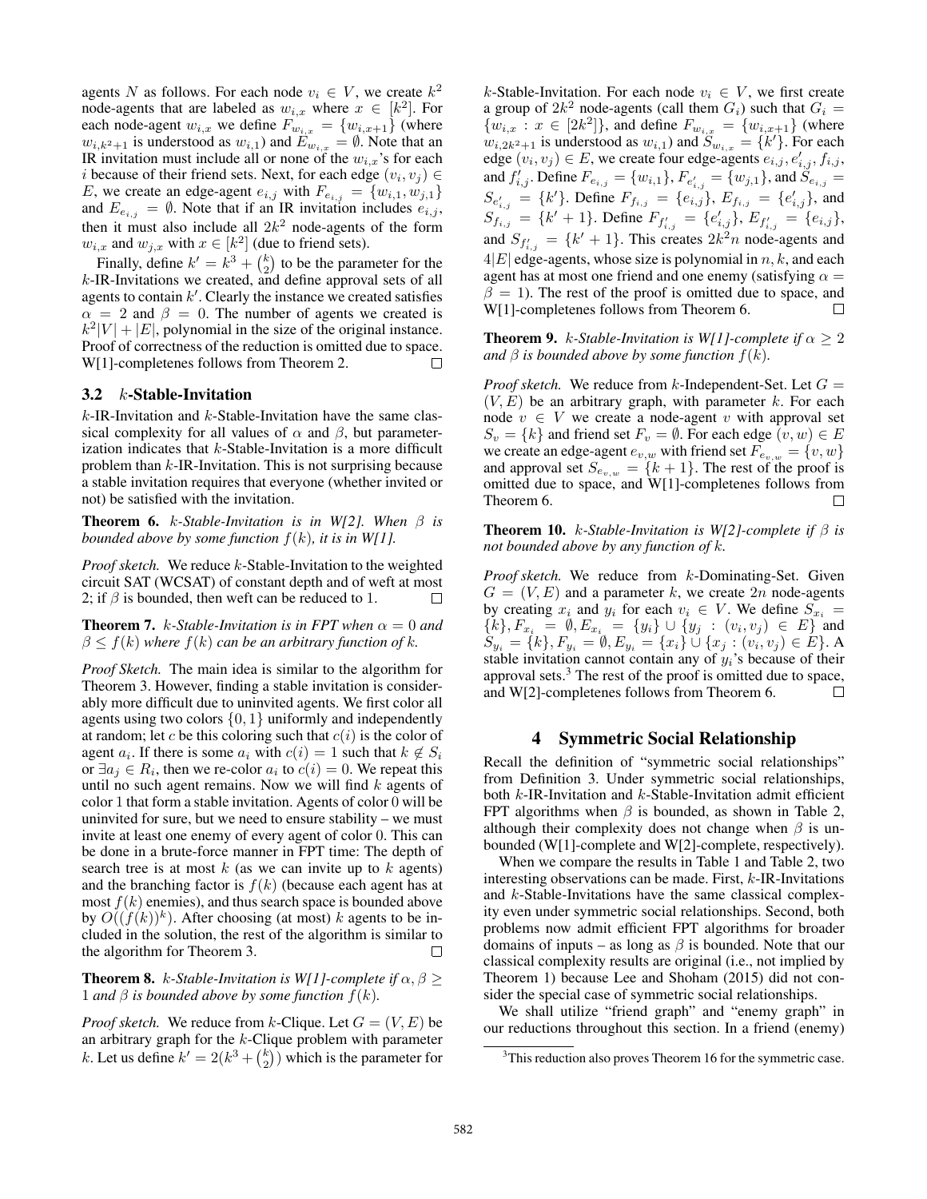agents $N$ as follows. For each node $v_i \in V$, we create $k^2$ node-agents that are labeled as $w_{i,x}$ where $x \in [k^2]$. For each node-agent $w_{i,x}$ we define $F_{w_{i,x}} = \{w_{i,x+1}\}$ (where $w_{i,k^2+1}$ is understood as $w_{i,1}$) and $E_{w_{i,x}} = \emptyset$. Note that an IR invitation must include all or none of the $w_{i,x}$'s for each $i$ because of their friend sets. Next, for each edge $(v_i, v_j) \in E$, we create an edge-agent $e_{i,j}$ with $F_{e_{i,j}} = \{w_{i,1}, w_{j,1}\}$ and $E_{e_{i,j}} = \emptyset$. Note that if an IR invitation includes $e_{i,j}$, then it must also include all $2k^2$ node-agents of the form $w_{i,x}$ and $w_{j,x}$ with $x \in [k^2]$ (due to friend sets).

Finally, define $k' = k^3 + \binom{k}{2}$ to be the parameter for the $k$-IR-Invitations we created, and define approval sets of all agents to contain $k'$. Clearly the instance we created satisfies $\alpha = 2$ and $\beta = 0$. The number of agents we created is $k^2|V| + |E|$, polynomial in the size of the original instance. Proof of correctness of the reduction is omitted due to space. W[1]-completenes follows from Theorem 2. □

### 3.2 $k$-Stable-Invitation

$k$-IR-Invitation and $k$-Stable-Invitation have the same classical complexity for all values of $\alpha$ and $\beta$, but parameterization indicates that $k$-Stable-Invitation is a more difficult problem than $k$-IR-Invitation. This is not surprising because a stable invitation requires that everyone (whether invited or not) be satisfied with the invitation.

**Theorem 6.** *$k$-Stable-Invitation is in W[2]. When $\beta$ is bounded above by some function $f(k)$, it is in W[1].*

*Proof sketch.* We reduce $k$-Stable-Invitation to the weighted circuit SAT (WCSAT) of constant depth and of weft at most 2; if $\beta$ is bounded, then weft can be reduced to 1. □

**Theorem 7.** *$k$-Stable-Invitation is in FPT when $\alpha = 0$ and $\beta \leq f(k)$ where $f(k)$ can be an arbitrary function of k.*

*Proof Sketch.* The main idea is similar to the algorithm for Theorem 3. However, finding a stable invitation is considerably more difficult due to uninvited agents. We first color all agents using two colors $\{0, 1\}$ uniformly and independently at random; let $c$ be this coloring such that $c(i)$ is the color of agent $a_i$. If there is some $a_i$ with $c(i) = 1$ such that $k \notin S_i$ or $\exists a_j \in R_i$, then we re-color $a_i$ to $c(i) = 0$. We repeat this until no such agent remains. Now we will find $k$ agents of color 1 that form a stable invitation. Agents of color 0 will be uninvited for sure, but we need to ensure stability – we must invite at least one enemy of every agent of color 0. This can be done in a brute-force manner in FPT time: The depth of search tree is at most $k$ (as we can invite up to $k$ agents) and the branching factor is $f(k)$ (because each agent has at most $f(k)$ enemies), and thus search space is bounded above by $O((f(k))^k)$. After choosing (at most) $k$ agents to be included in the solution, the rest of the algorithm is similar to the algorithm for Theorem 3. □

**Theorem 8.** *$k$-Stable-Invitation is W[1]-complete if $\alpha, \beta \geq 1$ and $\beta$ is bounded above by some function $f(k)$.*

*Proof sketch.* We reduce from $k$-Clique. Let $G = (V, E)$ be an arbitrary graph for the $k$-Clique problem with parameter $k$. Let us define $k' = 2(k^3 + \binom{k}{2})$ which is the parameter for $k$-Stable-Invitation. For each node $v_i \in V$, we first create a group of $2k^2$ node-agents (call them $G_i$) such that $G_i = \{w_{i,x} : x \in [2k^2]\}$, and define $F_{w_{i,x}} = \{w_{i,x+1}\}$ (where $w_{i,2k^2+1}$ is understood as $w_{i,1}$) and $S_{w_{i,x}} = \{k'\}$. For each edge $(v_i, v_j) \in E$, we create four edge-agents $e_{i,j}, e'_{i,j}, f_{i,j}$, and $f'_{i,j}$. Define $F_{e_{i,j}} = \{w_{i,1}\}$, $F_{e'_{i,j}} = \{w_{j,1}\}$, and $S_{e_{i,j}} = S_{e'_{i,j}} = \{k'\}$. Define $F_{f_{i,j}} = \{e_{i,j}\}$, $E_{f_{i,j}} = \{e'_{i,j}\}$, and $S_{f_{i,j}} = \{k' + 1\}$. Define $F_{f'_{i,j}} = \{e'_{i,j}\}$, $E_{f'_{i,j}} = \{e_{i,j}\}$, and $S_{f'_{i,j}} = \{k' + 1\}$. This creates $2k^2n$ node-agents and $4|E|$ edge-agents, whose size is polynomial in $n, k$, and each agent has at most one friend and one enemy (satisfying $\alpha = \beta = 1$). The rest of the proof is omitted due to space, and W[1]-completenes follows from Theorem 6. □

**Theorem 9.** *$k$-Stable-Invitation is W[1]-complete if $\alpha \geq 2$ and $\beta$ is bounded above by some function $f(k)$.*

*Proof sketch.* We reduce from $k$-Independent-Set. Let $G = (V, E)$ be an arbitrary graph, with parameter $k$. For each node $v \in V$ we create a node-agent $v$ with approval set $S_v = \{k\}$ and friend set $F_v = \emptyset$. For each edge $(v, w) \in E$ we create an edge-agent $e_{v,w}$ with friend set $F_{e_{v,w}} = \{v, w\}$ and approval set $S_{e_{v,w}} = \{k + 1\}$. The rest of the proof is omitted due to space, and W[1]-completenes follows from Theorem 6. □

**Theorem 10.** *$k$-Stable-Invitation is W[2]-complete if $\beta$ is not bounded above by any function of k.*

*Proof sketch.* We reduce from $k$-Dominating-Set. Given $G = (V, E)$ and a parameter $k$, we create $2n$ node-agents by creating $x_i$ and $y_i$ for each $v_i \in V$. We define $S_{x_i} = \{k\}, F_{x_i} = \emptyset, E_{x_i} = \{y_i\} \cup \{y_j : (v_i, v_j) \in E\}$ and $S_{y_i} = \{k\}, F_{y_i} = \emptyset, E_{y_i} = \{x_i\} \cup \{x_j : (v_i, v_j) \in E\}$. A stable invitation cannot contain any of $y_i$'s because of their approval sets.[3] The rest of the proof is omitted due to space, and W[2]-completenes follows from Theorem 6. □

## 4 Symmetric Social Relationship

Recall the definition of "symmetric social relationships" from Definition 3. Under symmetric social relationships, both $k$-IR-Invitation and $k$-Stable-Invitation admit efficient FPT algorithms when $\beta$ is bounded, as shown in Table 2, although their complexity does not change when $\beta$ is unbounded (W[1]-complete and W[2]-complete, respectively).

When we compare the results in Table 1 and Table 2, two interesting observations can be made. First, $k$-IR-Invitations and $k$-Stable-Invitations have the same classical complexity even under symmetric social relationships. Second, both problems now admit efficient FPT algorithms for broader domains of inputs – as long as $\beta$ is bounded. Note that our classical complexity results are original (i.e., not implied by Theorem 1) because Lee and Shoham (2015) did not consider the special case of symmetric social relationships.

We shall utilize "friend graph" and "enemy graph" in our reductions throughout this section. In a friend (enemy)

[3] This reduction also proves Theorem 16 for the symmetric case.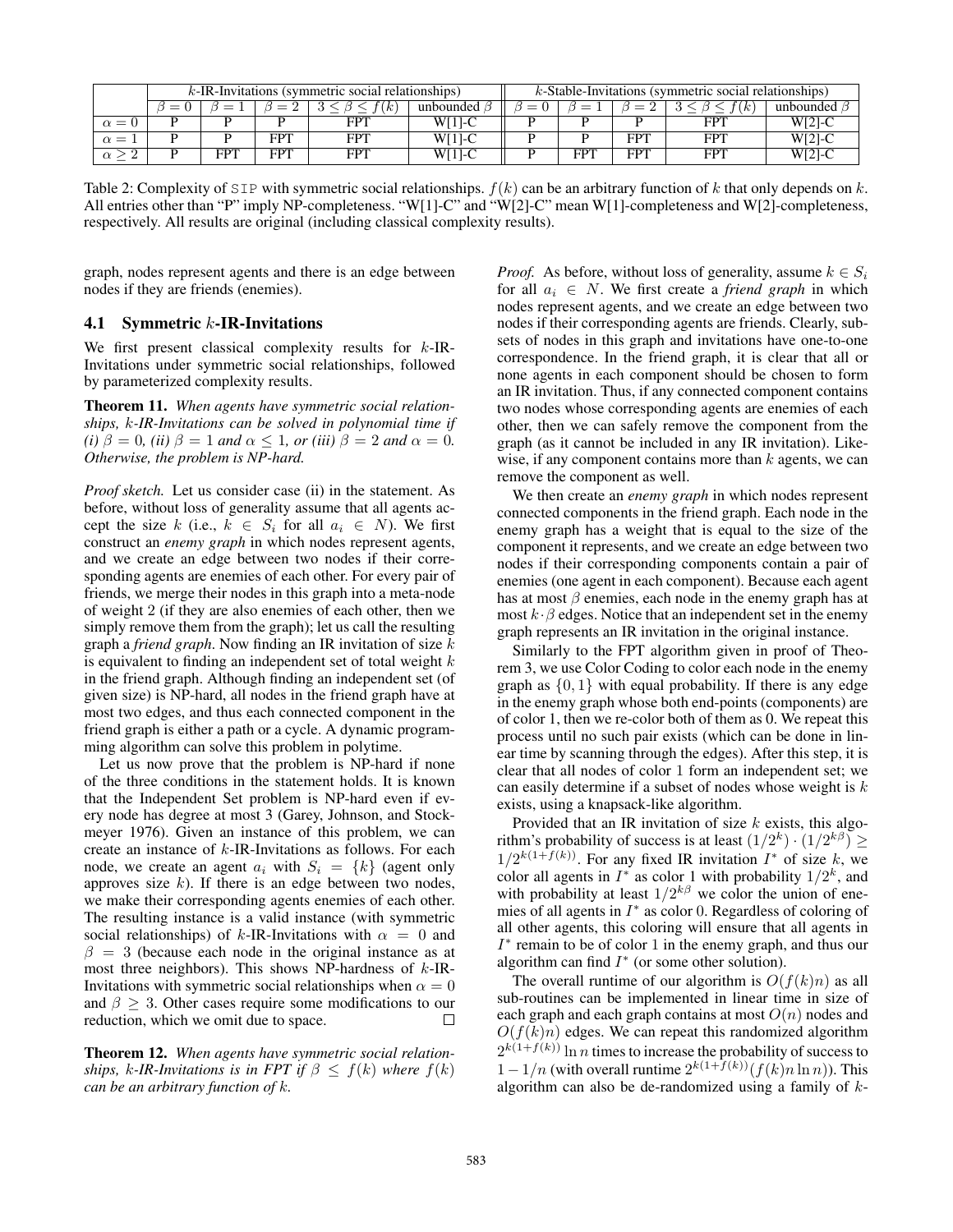| | $k$-IR-Invitations (symmetric social relationships) | | | | | $k$-Stable-Invitations (symmetric social relationships) | | | | |
|---|---|---|---|---|---|---|---|---|---|---|
| | $\beta = 0$ | $\beta = 1$ | $\beta = 2$ | $3 \leq \beta \leq f(k)$ | unbounded $\beta$ | $\beta = 0$ | $\beta = 1$ | $\beta = 2$ | $3 \leq \beta \leq f(k)$ | unbounded $\beta$ |
| $\alpha = 0$ | P | P | P | FPT | W[1]-C | P | P | P | FPT | W[2]-C |
| $\alpha = 1$ | P | P | FPT | FPT | W[1]-C | P | P | FPT | FPT | W[2]-C |
| $\alpha \geq 2$ | P | FPT | FPT | FPT | W[1]-C | P | FPT | FPT | FPT | W[2]-C |

Table 2: Complexity of SIP with symmetric social relationships. $f(k)$ can be an arbitrary function of $k$ that only depends on $k$. All entries other than "P" imply NP-completeness. "W[1]-C" and "W[2]-C" mean W[1]-completeness and W[2]-completeness, respectively. All results are original (including classical complexity results).

graph, nodes represent agents and there is an edge between nodes if they are friends (enemies).

## 4.1 Symmetric $k$-IR-Invitations

We first present classical complexity results for $k$-IR-Invitations under symmetric social relationships, followed by parameterized complexity results.

**Theorem 11.** *When agents have symmetric social relationships, $k$-IR-Invitations can be solved in polynomial time if (i) $\beta = 0$, (ii) $\beta = 1$ and $\alpha \leq 1$, or (iii) $\beta = 2$ and $\alpha = 0$. Otherwise, the problem is NP-hard.*

*Proof sketch.* Let us consider case (ii) in the statement. As before, without loss of generality assume that all agents accept the size $k$ (i.e., $k \in S_i$ for all $a_i \in N$). We first construct an *enemy graph* in which nodes represent agents, and we create an edge between two nodes if their corresponding agents are enemies of each other. For every pair of friends, we merge their nodes in this graph into a meta-node of weight 2 (if they are also enemies of each other, then we simply remove them from the graph); let us call the resulting graph a *friend graph*. Now finding an IR invitation of size $k$ is equivalent to finding an independent set of total weight $k$ in the friend graph. Although finding an independent set (of given size) is NP-hard, all nodes in the friend graph have at most two edges, and thus each connected component in the friend graph is either a path or a cycle. A dynamic programming algorithm can solve this problem in polytime.

Let us now prove that the problem is NP-hard if none of the three conditions in the statement holds. It is known that the Independent Set problem is NP-hard even if every node has degree at most 3 (Garey, Johnson, and Stockmeyer 1976). Given an instance of this problem, we can create an instance of $k$-IR-Invitations as follows. For each node, we create an agent $a_i$ with $S_i = \{k\}$ (agent only approves size $k$). If there is an edge between two nodes, we make their corresponding agents enemies of each other. The resulting instance is a valid instance (with symmetric social relationships) of $k$-IR-Invitations with $\alpha = 0$ and $\beta = 3$ (because each node in the original instance as at most three neighbors). This shows NP-hardness of $k$-IR-Invitations with symmetric social relationships when $\alpha = 0$ and $\beta \geq 3$. Other cases require some modifications to our reduction, which we omit due to space. □

**Theorem 12.** *When agents have symmetric social relationships, $k$-IR-Invitations is in FPT if $\beta \leq f(k)$ where $f(k)$ can be an arbitrary function of $k$.*

*Proof.* As before, without loss of generality, assume $k \in S_i$ for all $a_i \in N$. We first create a *friend graph* in which nodes represent agents, and we create an edge between two nodes if their corresponding agents are friends. Clearly, subsets of nodes in this graph and invitations have one-to-one correspondence. In the friend graph, it is clear that all or none agents in each component should be chosen to form an IR invitation. Thus, if any connected component contains two nodes whose corresponding agents are enemies of each other, then we can safely remove the component from the graph (as it cannot be included in any IR invitation). Likewise, if any component contains more than $k$ agents, we can remove the component as well.

We then create an *enemy graph* in which nodes represent connected components in the friend graph. Each node in the enemy graph has a weight that is equal to the size of the component it represents, and we create an edge between two nodes if their corresponding components contain a pair of enemies (one agent in each component). Because each agent has at most $\beta$ enemies, each node in the enemy graph has at most $k \cdot \beta$ edges. Notice that an independent set in the enemy graph represents an IR invitation in the original instance.

Similarly to the FPT algorithm given in proof of Theorem 3, we use Color Coding to color each node in the enemy graph as $\{0, 1\}$ with equal probability. If there is any edge in the enemy graph whose both end-points (components) are of color 1, then we re-color both of them as 0. We repeat this process until no such pair exists (which can be done in linear time by scanning through the edges). After this step, it is clear that all nodes of color 1 form an independent set; we can easily determine if a subset of nodes whose weight is $k$ exists, using a knapsack-like algorithm.

Provided that an IR invitation of size $k$ exists, this algorithm's probability of success is at least $(1/2^k) \cdot (1/2^{k\beta}) \geq 1/2^{k(1+f(k))}$. For any fixed IR invitation $I^*$ of size $k$, we color all agents in $I^*$ as color 1 with probability $1/2^k$, and with probability at least $1/2^{k\beta}$ we color the union of enemies of all agents in $I^*$ as color 0. Regardless of coloring of all other agents, this coloring will ensure that all agents in $I^*$ remain to be of color 1 in the enemy graph, and thus our algorithm can find $I^*$ (or some other solution).

The overall runtime of our algorithm is $O(f(k)n)$ as all sub-routines can be implemented in linear time in size of each graph and each graph contains at most $O(n)$ nodes and $O(f(k)n)$ edges. We can repeat this randomized algorithm $2^{k(1+f(k))} \ln n$ times to increase the probability of success to $1 - 1/n$ (with overall runtime $2^{k(1+f(k))}(f(k)n \ln n)$). This algorithm can also be de-randomized using a family of $k$-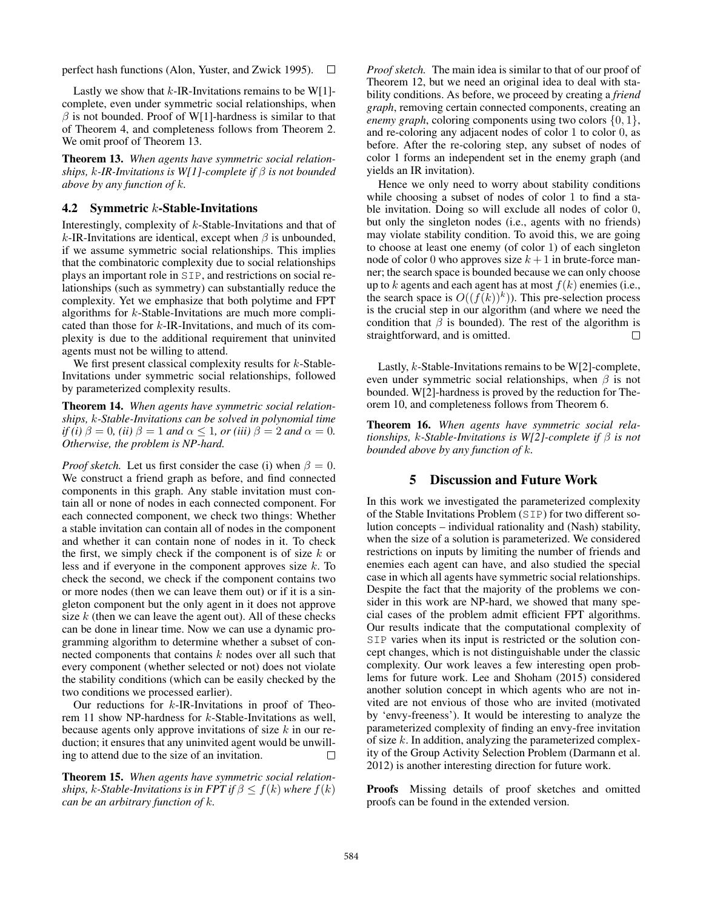perfect hash functions (Alon, Yuster, and Zwick 1995). □

Lastly we show that $k$-IR-Invitations remains to be W[1]-complete, even under symmetric social relationships, when $\beta$ is not bounded. Proof of W[1]-hardness is similar to that of Theorem 4, and completeness follows from Theorem 2. We omit proof of Theorem 13.

**Theorem 13.** *When agents have symmetric social relationships, $k$-IR-Invitations is W[1]-complete if $\beta$ is not bounded above by any function of $k$.*

### 4.2 Symmetric $k$-Stable-Invitations

Interestingly, complexity of $k$-Stable-Invitations and that of $k$-IR-Invitations are identical, except when $\beta$ is unbounded, if we assume symmetric social relationships. This implies that the combinatoric complexity due to social relationships plays an important role in SIP, and restrictions on social relationships (such as symmetry) can substantially reduce the complexity. Yet we emphasize that both polytime and FPT algorithms for $k$-Stable-Invitations are much more complicated than those for $k$-IR-Invitations, and much of its complexity is due to the additional requirement that uninvited agents must not be willing to attend.

We first present classical complexity results for $k$-Stable-Invitations under symmetric social relationships, followed by parameterized complexity results.

**Theorem 14.** *When agents have symmetric social relationships, $k$-Stable-Invitations can be solved in polynomial time if (i) $\beta = 0$, (ii) $\beta = 1$ and $\alpha \leq 1$, or (iii) $\beta = 2$ and $\alpha = 0$. Otherwise, the problem is NP-hard.*

*Proof sketch.* Let us first consider the case (i) when $\beta = 0$. We construct a friend graph as before, and find connected components in this graph. Any stable invitation must contain all or none of nodes in each connected component. For each connected component, we check two things: Whether a stable invitation can contain all of nodes in the component and whether it can contain none of nodes in it. To check the first, we simply check if the component is of size $k$ or less and if everyone in the component approves size $k$. To check the second, we check if the component contains two or more nodes (then we can leave them out) or if it is a singleton component but the only agent in it does not approve size $k$ (then we can leave the agent out). All of these checks can be done in linear time. Now we can use a dynamic programming algorithm to determine whether a subset of connected components that contains $k$ nodes over all such that every component (whether selected or not) does not violate the stability conditions (which can be easily checked by the two conditions we processed earlier).

Our reductions for $k$-IR-Invitations in proof of Theorem 11 show NP-hardness for $k$-Stable-Invitations as well, because agents only approve invitations of size $k$ in our reduction; it ensures that any uninvited agent would be unwilling to attend due to the size of an invitation. □

**Theorem 15.** *When agents have symmetric social relationships, $k$-Stable-Invitations is in FPT if $\beta \leq f(k)$ where $f(k)$ can be an arbitrary function of $k$.*

*Proof sketch.* The main idea is similar to that of our proof of Theorem 12, but we need an original idea to deal with stability conditions. As before, we proceed by creating a *friend graph*, removing certain connected components, creating an *enemy graph*, coloring components using two colors $\{0, 1\}$, and re-coloring any adjacent nodes of color 1 to color 0, as before. After the re-coloring step, any subset of nodes of color 1 forms an independent set in the enemy graph (and yields an IR invitation).

Hence we only need to worry about stability conditions while choosing a subset of nodes of color 1 to find a stable invitation. Doing so will exclude all nodes of color 0, but only the singleton nodes (i.e., agents with no friends) may violate stability condition. To avoid this, we are going to choose at least one enemy (of color 1) of each singleton node of color 0 who approves size $k+1$ in brute-force manner; the search space is bounded because we can only choose up to $k$ agents and each agent has at most $f(k)$ enemies (i.e., the search space is $O((f(k))^k)$). This pre-selection process is the crucial step in our algorithm (and where we need the condition that $\beta$ is bounded). The rest of the algorithm is straightforward, and is omitted. □

Lastly, $k$-Stable-Invitations remains to be W[2]-complete, even under symmetric social relationships, when $\beta$ is not bounded. W[2]-hardness is proved by the reduction for Theorem 10, and completeness follows from Theorem 6.

**Theorem 16.** *When agents have symmetric social relationships, $k$-Stable-Invitations is W[2]-complete if $\beta$ is not bounded above by any function of $k$.*

## 5 Discussion and Future Work

In this work we investigated the parameterized complexity of the Stable Invitations Problem (SIP) for two different solution concepts – individual rationality and (Nash) stability, when the size of a solution is parameterized. We considered restrictions on inputs by limiting the number of friends and enemies each agent can have, and also studied the special case in which all agents have symmetric social relationships. Despite the fact that the majority of the problems we consider in this work are NP-hard, we showed that many special cases of the problem admit efficient FPT algorithms. Our results indicate that the computational complexity of SIP varies when its input is restricted or the solution concept changes, which is not distinguishable under the classic complexity. Our work leaves a few interesting open problems for future work. Lee and Shoham (2015) considered another solution concept in which agents who are not invited are not envious of those who are invited (motivated by 'envy-freeness'). It would be interesting to analyze the parameterized complexity of finding an envy-free invitation of size $k$. In addition, analyzing the parameterized complexity of the Group Activity Selection Problem (Darmann et al. 2012) is another interesting direction for future work.

**Proofs** Missing details of proof sketches and omitted proofs can be found in the extended version.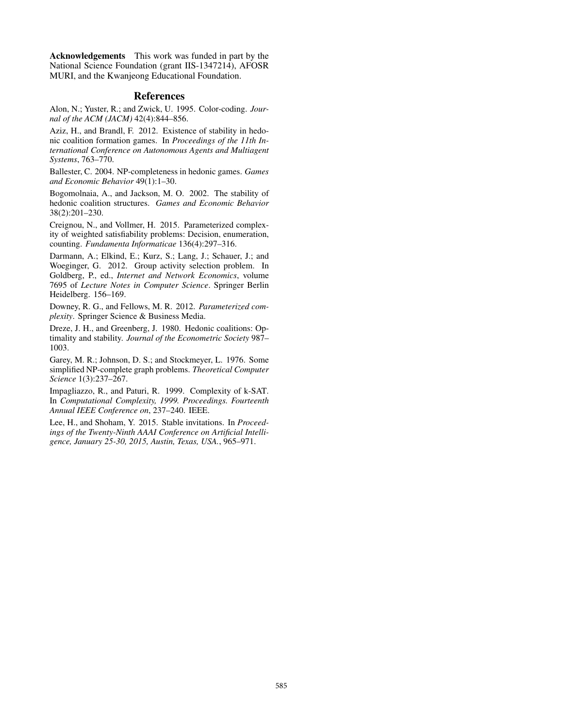**Acknowledgements** This work was funded in part by the National Science Foundation (grant IIS-1347214), AFOSR MURI, and the Kwanjeong Educational Foundation.

## References

Alon, N.; Yuster, R.; and Zwick, U. 1995. Color-coding. *Journal of the ACM (JACM)* 42(4):844–856.

Aziz, H., and Brandl, F. 2012. Existence of stability in hedonic coalition formation games. In *Proceedings of the 11th International Conference on Autonomous Agents and Multiagent Systems*, 763–770.

Ballester, C. 2004. NP-completeness in hedonic games. *Games and Economic Behavior* 49(1):1–30.

Bogomolnaia, A., and Jackson, M. O. 2002. The stability of hedonic coalition structures. *Games and Economic Behavior* 38(2):201–230.

Creignou, N., and Vollmer, H. 2015. Parameterized complexity of weighted satisfiability problems: Decision, enumeration, counting. *Fundamenta Informaticae* 136(4):297–316.

Darmann, A.; Elkind, E.; Kurz, S.; Lang, J.; Schauer, J.; and Woeginger, G. 2012. Group activity selection problem. In Goldberg, P., ed., *Internet and Network Economics*, volume 7695 of *Lecture Notes in Computer Science*. Springer Berlin Heidelberg. 156–169.

Downey, R. G., and Fellows, M. R. 2012. *Parameterized complexity*. Springer Science & Business Media.

Dreze, J. H., and Greenberg, J. 1980. Hedonic coalitions: Optimality and stability. *Journal of the Econometric Society* 987–1003.

Garey, M. R.; Johnson, D. S.; and Stockmeyer, L. 1976. Some simplified NP-complete graph problems. *Theoretical Computer Science* 1(3):237–267.

Impagliazzo, R., and Paturi, R. 1999. Complexity of k-SAT. In *Computational Complexity, 1999. Proceedings. Fourteenth Annual IEEE Conference on*, 237–240. IEEE.

Lee, H., and Shoham, Y. 2015. Stable invitations. In *Proceedings of the Twenty-Ninth AAAI Conference on Artificial Intelligence, January 25-30, 2015, Austin, Texas, USA.*, 965–971.